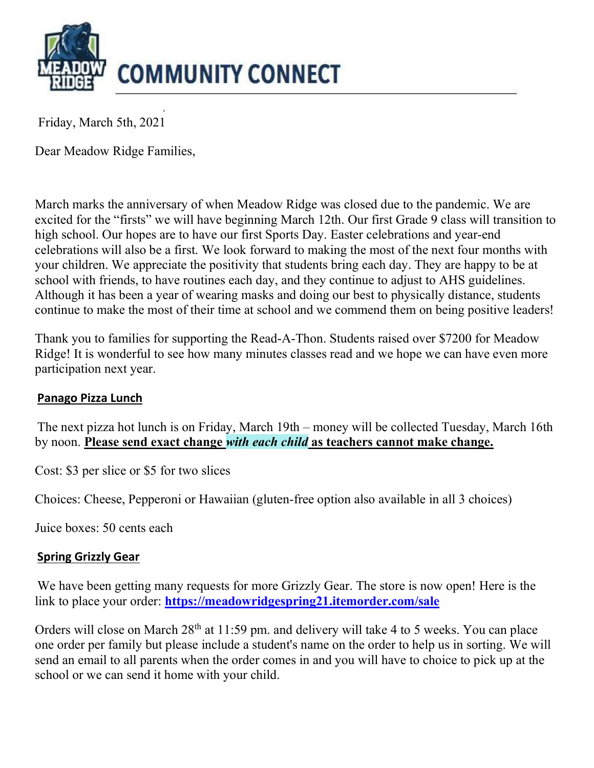# COMMUNITY CONNECT

Friday, March 5th, 2021

Dear Meadow Ridge Families,

March marks the anniversary of when Meadow Ridge was closed due to the pandemic. We are excited for the "firsts" we will have beginning March 12th. Our first Grade 9 class will transition to high school. Our hopes are to have our first Sports Day. Easter celebrations and year-end celebrations will also be a first. We look forward to making the most of the next four months with your children. We appreciate the positivity that students bring each day. They are happy to be at school with friends, to have routines each day, and they continue to adjust to AHS guidelines. Although it has been a year of wearing masks and doing our best to physically distance, students continue to make the most of their time at school and we commend them on being positive leaders!

Thank you to families for supporting the Read-A-Thon. Students raised over $7200 for Meadow Ridge! It is wonderful to see how many minutes classes read and we hope we can have even more participation next year.

## Panago Pizza Lunch

The next pizza hot lunch is on Friday, March 19th – money will be collected Tuesday, March 16th by noon. **Please send exact change *with each child* as teachers cannot make change.**

Cost: $3 per slice or $5 for two slices

Choices: Cheese, Pepperoni or Hawaiian (gluten-free option also available in all 3 choices)

Juice boxes: 50 cents each

## Spring Grizzly Gear

We have been getting many requests for more Grizzly Gear. The store is now open! Here is the link to place your order: **https://meadowridgespring21.itemorder.com/sale**

Orders will close on March 28th at 11:59 pm. and delivery will take 4 to 5 weeks. You can place one order per family but please include a student's name on the order to help us in sorting. We will send an email to all parents when the order comes in and you will have to choice to pick up at the school or we can send it home with your child.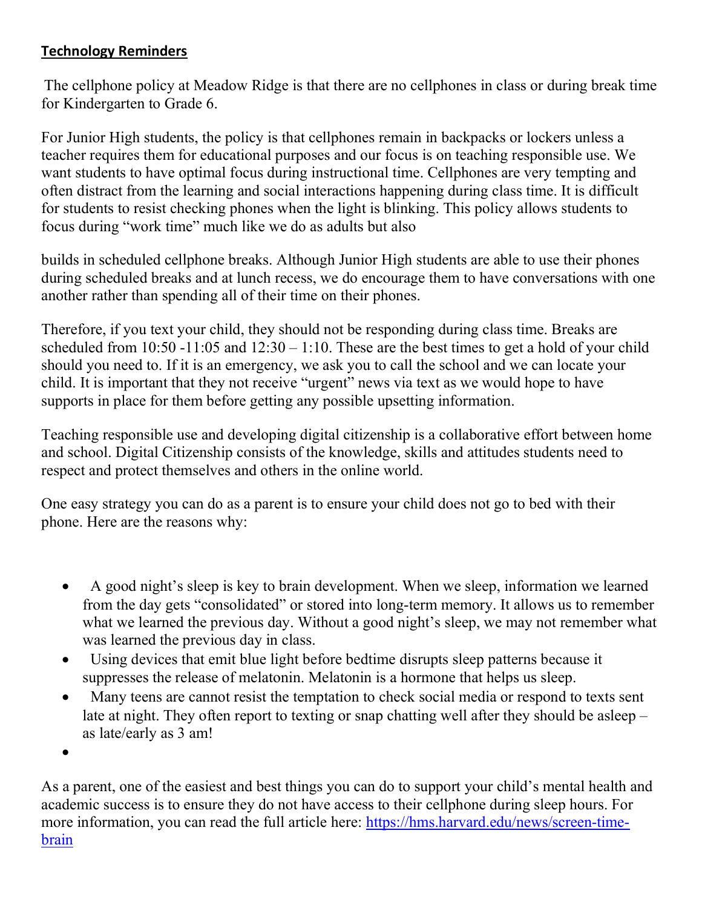**Technology Reminders**

The cellphone policy at Meadow Ridge is that there are no cellphones in class or during break time for Kindergarten to Grade 6.

For Junior High students, the policy is that cellphones remain in backpacks or lockers unless a teacher requires them for educational purposes and our focus is on teaching responsible use. We want students to have optimal focus during instructional time. Cellphones are very tempting and often distract from the learning and social interactions happening during class time. It is difficult for students to resist checking phones when the light is blinking. This policy allows students to focus during "work time" much like we do as adults but also

builds in scheduled cellphone breaks. Although Junior High students are able to use their phones during scheduled breaks and at lunch recess, we do encourage them to have conversations with one another rather than spending all of their time on their phones.

Therefore, if you text your child, they should not be responding during class time. Breaks are scheduled from 10:50 -11:05 and 12:30 – 1:10. These are the best times to get a hold of your child should you need to. If it is an emergency, we ask you to call the school and we can locate your child. It is important that they not receive "urgent" news via text as we would hope to have supports in place for them before getting any possible upsetting information.

Teaching responsible use and developing digital citizenship is a collaborative effort between home and school. Digital Citizenship consists of the knowledge, skills and attitudes students need to respect and protect themselves and others in the online world.

One easy strategy you can do as a parent is to ensure your child does not go to bed with their phone. Here are the reasons why:

- A good night's sleep is key to brain development. When we sleep, information we learned from the day gets "consolidated" or stored into long-term memory. It allows us to remember what we learned the previous day. Without a good night's sleep, we may not remember what was learned the previous day in class.
- Using devices that emit blue light before bedtime disrupts sleep patterns because it suppresses the release of melatonin. Melatonin is a hormone that helps us sleep.
- Many teens are cannot resist the temptation to check social media or respond to texts sent late at night. They often report to texting or snap chatting well after they should be asleep – as late/early as 3 am!

As a parent, one of the easiest and best things you can do to support your child's mental health and academic success is to ensure they do not have access to their cellphone during sleep hours. For more information, you can read the full article here: [https://hms.harvard.edu/news/screen-time-brain](https://hms.harvard.edu/news/screen-time-brain)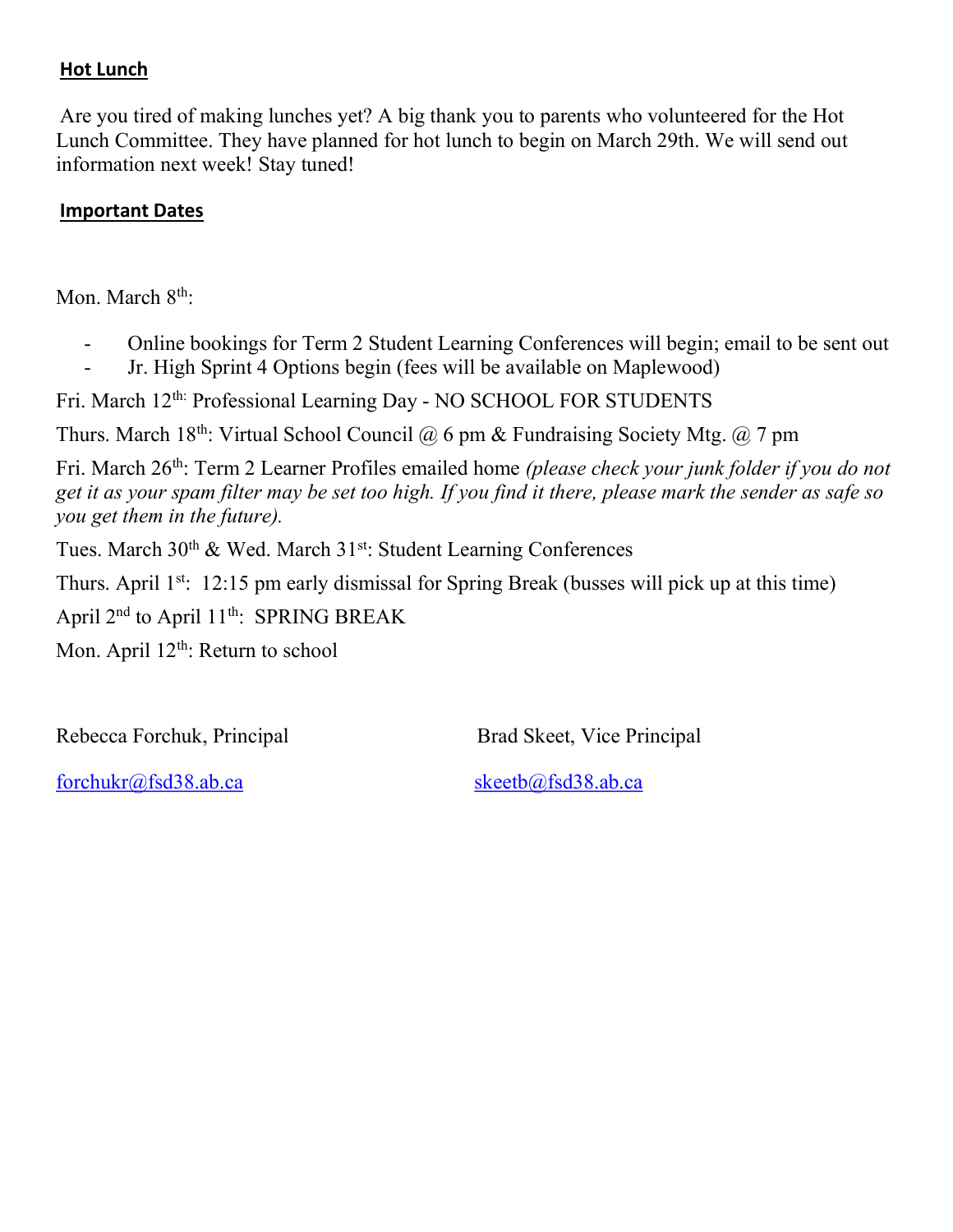## Hot Lunch

Are you tired of making lunches yet? A big thank you to parents who volunteered for the Hot Lunch Committee. They have planned for hot lunch to begin on March 29th. We will send out information next week! Stay tuned!

## Important Dates

Mon. March 8th:

- Online bookings for Term 2 Student Learning Conferences will begin; email to be sent out
- Jr. High Sprint 4 Options begin (fees will be available on Maplewood)

Fri. March 12th: Professional Learning Day - NO SCHOOL FOR STUDENTS

Thurs. March 18th: Virtual School Council @ 6 pm & Fundraising Society Mtg. @ 7 pm

Fri. March 26th: Term 2 Learner Profiles emailed home *(please check your junk folder if you do not get it as your spam filter may be set too high. If you find it there, please mark the sender as safe so you get them in the future).*

Tues. March 30th & Wed. March 31st: Student Learning Conferences

Thurs. April 1st: 12:15 pm early dismissal for Spring Break (busses will pick up at this time)

April 2nd to April 11th: SPRING BREAK

Mon. April 12th: Return to school

Rebecca Forchuk, Principal
forchukr@fsd38.ab.ca

Brad Skeet, Vice Principal
skeetb@fsd38.ab.ca